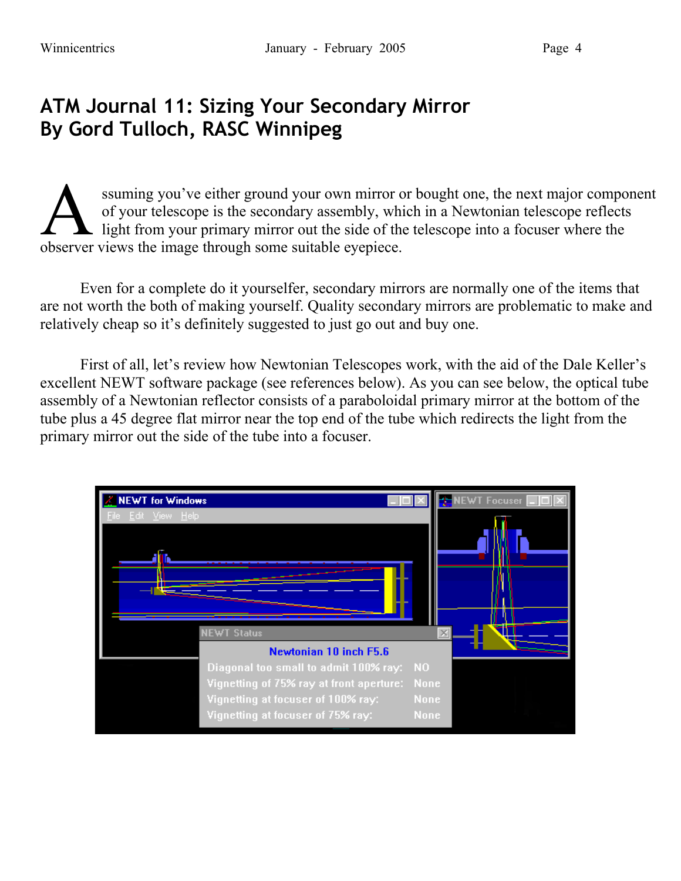# ATM Journal 11: Sizing Your Secondary Mirror
# By Gord Tulloch, RASC Winnipeg

Assuming you've either ground your own mirror or bought one, the next major component of your telescope is the secondary assembly, which in a Newtonian telescope reflects light from your primary mirror out the side of the telescope into a focuser where the observer views the image through some suitable eyepiece.

Even for a complete do it yourselfer, secondary mirrors are normally one of the items that are not worth the both of making yourself. Quality secondary mirrors are problematic to make and relatively cheap so it's definitely suggested to just go out and buy one.

First of all, let's review how Newtonian Telescopes work, with the aid of the Dale Keller's excellent NEWT software package (see references below). As you can see below, the optical tube assembly of a Newtonian reflector consists of a paraboloidal primary mirror at the bottom of the tube plus a 45 degree flat mirror near the top end of the tube which redirects the light from the primary mirror out the side of the tube into a focuser.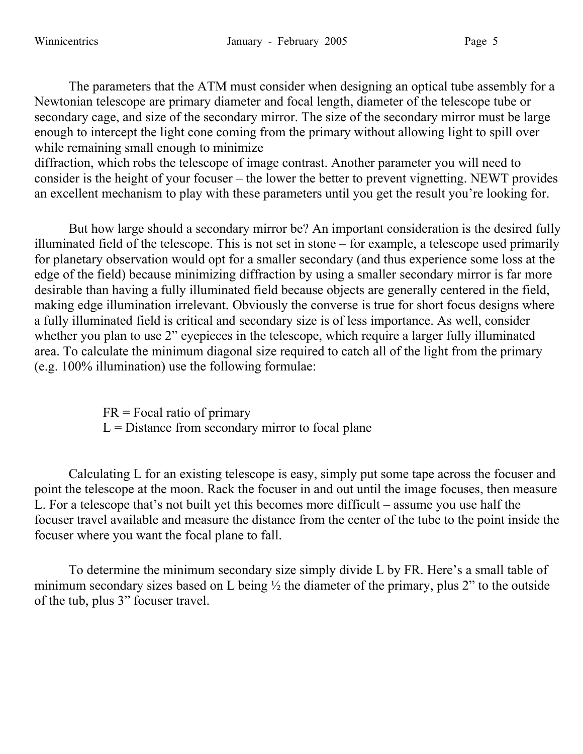The parameters that the ATM must consider when designing an optical tube assembly for a Newtonian telescope are primary diameter and focal length, diameter of the telescope tube or secondary cage, and size of the secondary mirror. The size of the secondary mirror must be large enough to intercept the light cone coming from the primary without allowing light to spill over while remaining small enough to minimize diffraction, which robs the telescope of image contrast. Another parameter you will need to consider is the height of your focuser – the lower the better to prevent vignetting. NEWT provides an excellent mechanism to play with these parameters until you get the result you're looking for.

But how large should a secondary mirror be? An important consideration is the desired fully illuminated field of the telescope. This is not set in stone – for example, a telescope used primarily for planetary observation would opt for a smaller secondary (and thus experience some loss at the edge of the field) because minimizing diffraction by using a smaller secondary mirror is far more desirable than having a fully illuminated field because objects are generally centered in the field, making edge illumination irrelevant. Obviously the converse is true for short focus designs where a fully illuminated field is critical and secondary size is of less importance. As well, consider whether you plan to use 2" eyepieces in the telescope, which require a larger fully illuminated area. To calculate the minimum diagonal size required to catch all of the light from the primary (e.g. 100% illumination) use the following formulae:

FR = Focal ratio of primary
L = Distance from secondary mirror to focal plane

Calculating L for an existing telescope is easy, simply put some tape across the focuser and point the telescope at the moon. Rack the focuser in and out until the image focuses, then measure L. For a telescope that's not built yet this becomes more difficult – assume you use half the focuser travel available and measure the distance from the center of the tube to the point inside the focuser where you want the focal plane to fall.

To determine the minimum secondary size simply divide L by FR. Here's a small table of minimum secondary sizes based on L being ½ the diameter of the primary, plus 2" to the outside of the tub, plus 3" focuser travel.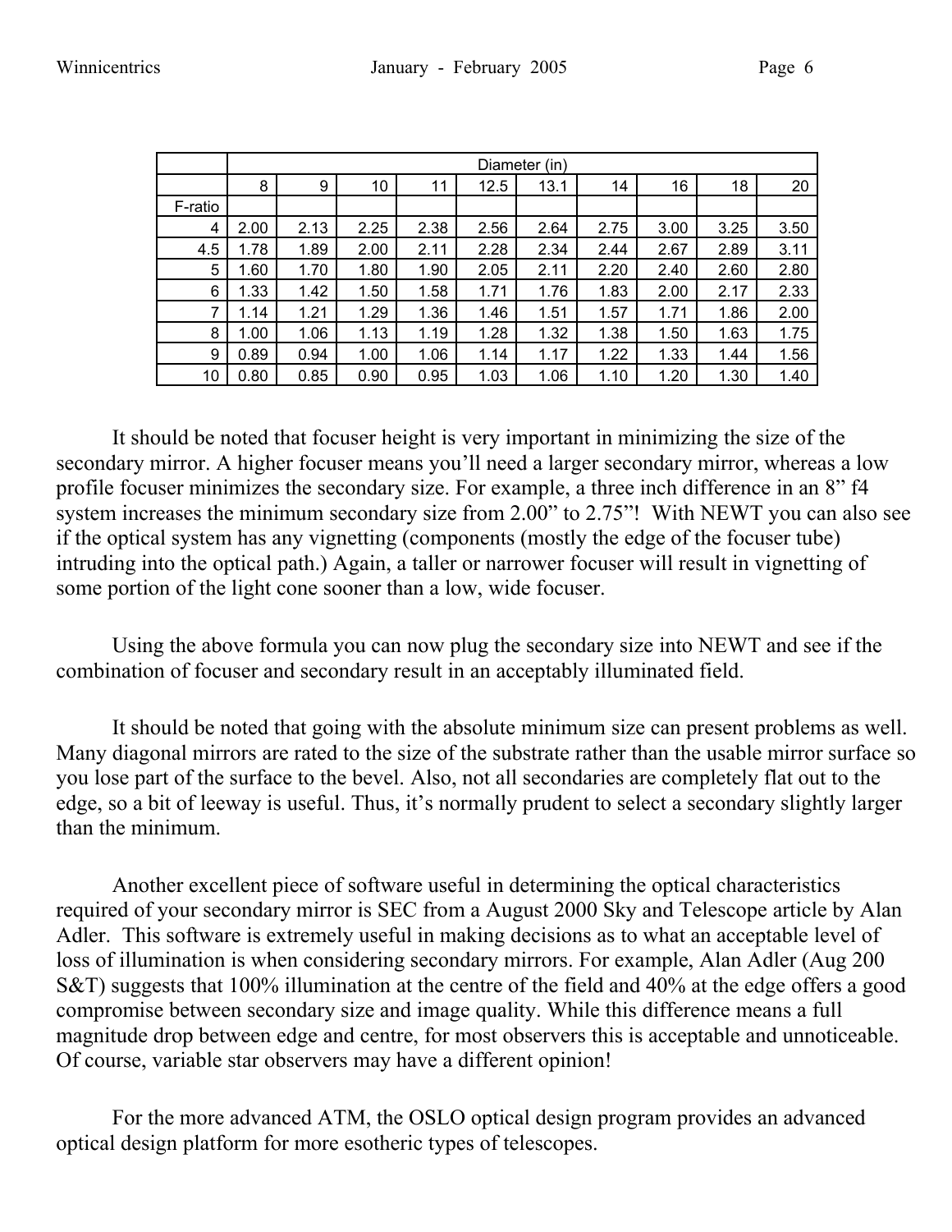| | Diameter (in) | | | | | | | | | |
|---|---|---|---|---|---|---|---|---|---|---|
| | 8 | 9 | 10 | 11 | 12.5 | 13.1 | 14 | 16 | 18 | 20 |
| F-ratio | | | | | | | | | | |
| 4 | 2.00 | 2.13 | 2.25 | 2.38 | 2.56 | 2.64 | 2.75 | 3.00 | 3.25 | 3.50 |
| 4.5 | 1.78 | 1.89 | 2.00 | 2.11 | 2.28 | 2.34 | 2.44 | 2.67 | 2.89 | 3.11 |
| 5 | 1.60 | 1.70 | 1.80 | 1.90 | 2.05 | 2.11 | 2.20 | 2.40 | 2.60 | 2.80 |
| 6 | 1.33 | 1.42 | 1.50 | 1.58 | 1.71 | 1.76 | 1.83 | 2.00 | 2.17 | 2.33 |
| 7 | 1.14 | 1.21 | 1.29 | 1.36 | 1.46 | 1.51 | 1.57 | 1.71 | 1.86 | 2.00 |
| 8 | 1.00 | 1.06 | 1.13 | 1.19 | 1.28 | 1.32 | 1.38 | 1.50 | 1.63 | 1.75 |
| 9 | 0.89 | 0.94 | 1.00 | 1.06 | 1.14 | 1.17 | 1.22 | 1.33 | 1.44 | 1.56 |
| 10 | 0.80 | 0.85 | 0.90 | 0.95 | 1.03 | 1.06 | 1.10 | 1.20 | 1.30 | 1.40 |

It should be noted that focuser height is very important in minimizing the size of the secondary mirror. A higher focuser means you'll need a larger secondary mirror, whereas a low profile focuser minimizes the secondary size. For example, a three inch difference in an 8" f4 system increases the minimum secondary size from 2.00" to 2.75"! With NEWT you can also see if the optical system has any vignetting (components (mostly the edge of the focuser tube) intruding into the optical path.) Again, a taller or narrower focuser will result in vignetting of some portion of the light cone sooner than a low, wide focuser.

Using the above formula you can now plug the secondary size into NEWT and see if the combination of focuser and secondary result in an acceptably illuminated field.

It should be noted that going with the absolute minimum size can present problems as well. Many diagonal mirrors are rated to the size of the substrate rather than the usable mirror surface so you lose part of the surface to the bevel. Also, not all secondaries are completely flat out to the edge, so a bit of leeway is useful. Thus, it's normally prudent to select a secondary slightly larger than the minimum.

Another excellent piece of software useful in determining the optical characteristics required of your secondary mirror is SEC from a August 2000 Sky and Telescope article by Alan Adler. This software is extremely useful in making decisions as to what an acceptable level of loss of illumination is when considering secondary mirrors. For example, Alan Adler (Aug 200 S&T) suggests that 100% illumination at the centre of the field and 40% at the edge offers a good compromise between secondary size and image quality. While this difference means a full magnitude drop between edge and centre, for most observers this is acceptable and unnoticeable. Of course, variable star observers may have a different opinion!

For the more advanced ATM, the OSLO optical design program provides an advanced optical design platform for more esotheric types of telescopes.